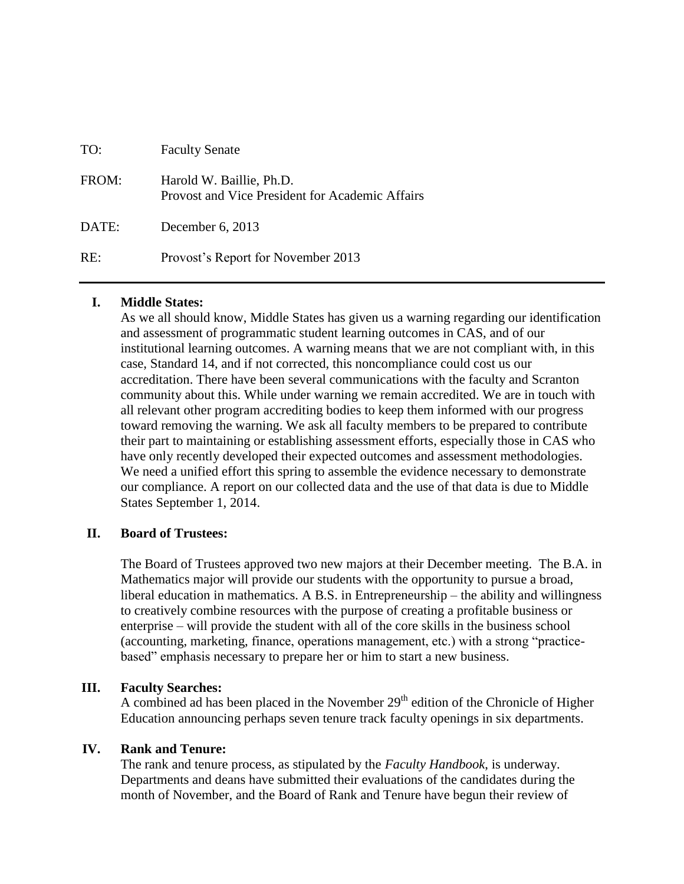TO: Faculty Senate

FROM: Harold W. Baillie, Ph.D.
Provost and Vice President for Academic Affairs

DATE: December 6, 2013

RE: Provost's Report for November 2013

---

## I. Middle States:

As we all should know, Middle States has given us a warning regarding our identification and assessment of programmatic student learning outcomes in CAS, and of our institutional learning outcomes. A warning means that we are not compliant with, in this case, Standard 14, and if not corrected, this noncompliance could cost us our accreditation. There have been several communications with the faculty and Scranton community about this. While under warning we remain accredited. We are in touch with all relevant other program accrediting bodies to keep them informed with our progress toward removing the warning. We ask all faculty members to be prepared to contribute their part to maintaining or establishing assessment efforts, especially those in CAS who have only recently developed their expected outcomes and assessment methodologies. We need a unified effort this spring to assemble the evidence necessary to demonstrate our compliance. A report on our collected data and the use of that data is due to Middle States September 1, 2014.

## II. Board of Trustees:

The Board of Trustees approved two new majors at their December meeting. The B.A. in Mathematics major will provide our students with the opportunity to pursue a broad, liberal education in mathematics. A B.S. in Entrepreneurship – the ability and willingness to creatively combine resources with the purpose of creating a profitable business or enterprise – will provide the student with all of the core skills in the business school (accounting, marketing, finance, operations management, etc.) with a strong "practice-based" emphasis necessary to prepare her or him to start a new business.

## III. Faculty Searches:

A combined ad has been placed in the November 29th edition of the Chronicle of Higher Education announcing perhaps seven tenure track faculty openings in six departments.

## IV. Rank and Tenure:

The rank and tenure process, as stipulated by the *Faculty Handbook*, is underway. Departments and deans have submitted their evaluations of the candidates during the month of November, and the Board of Rank and Tenure have begun their review of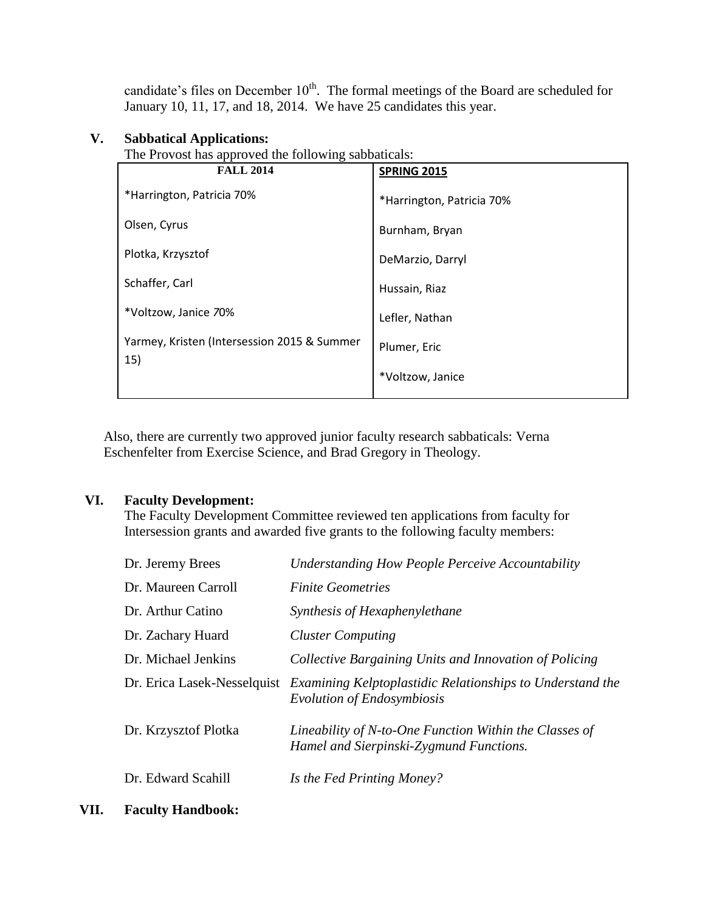candidate's files on December 10th. The formal meetings of the Board are scheduled for January 10, 11, 17, and 18, 2014. We have 25 candidates this year.

## V. Sabbatical Applications:

The Provost has approved the following sabbaticals:

| FALL 2014 | SPRING 2015 |
|---|---|
| *Harrington, Patricia 70% | *Harrington, Patricia 70% |
| Olsen, Cyrus | Burnham, Bryan |
| Plotka, Krzysztof | DeMarzio, Darryl |
| Schaffer, Carl | Hussain, Riaz |
| *Voltzow, Janice 70% | Lefler, Nathan |
| Yarmey, Kristen (Intersession 2015 & Summer 15) | Plumer, Eric |
| | *Voltzow, Janice |

Also, there are currently two approved junior faculty research sabbaticals: Verna Eschenfelter from Exercise Science, and Brad Gregory in Theology.

## VI. Faculty Development:

The Faculty Development Committee reviewed ten applications from faculty for Intersession grants and awarded five grants to the following faculty members:

| | |
|---|---|
| Dr. Jeremy Brees | *Understanding How People Perceive Accountability* |
| Dr. Maureen Carroll | *Finite Geometries* |
| Dr. Arthur Catino | *Synthesis of Hexaphenylethane* |
| Dr. Zachary Huard | *Cluster Computing* |
| Dr. Michael Jenkins | *Collective Bargaining Units and Innovation of Policing* |
| Dr. Erica Lasek-Nesselquist | *Examining Kelptoplastidic Relationships to Understand the Evolution of Endosymbiosis* |
| Dr. Krzysztof Plotka | *Lineability of N-to-One Function Within the Classes of Hamel and Sierpinski-Zygmund Functions.* |
| Dr. Edward Scahill | *Is the Fed Printing Money?* |

## VII. Faculty Handbook: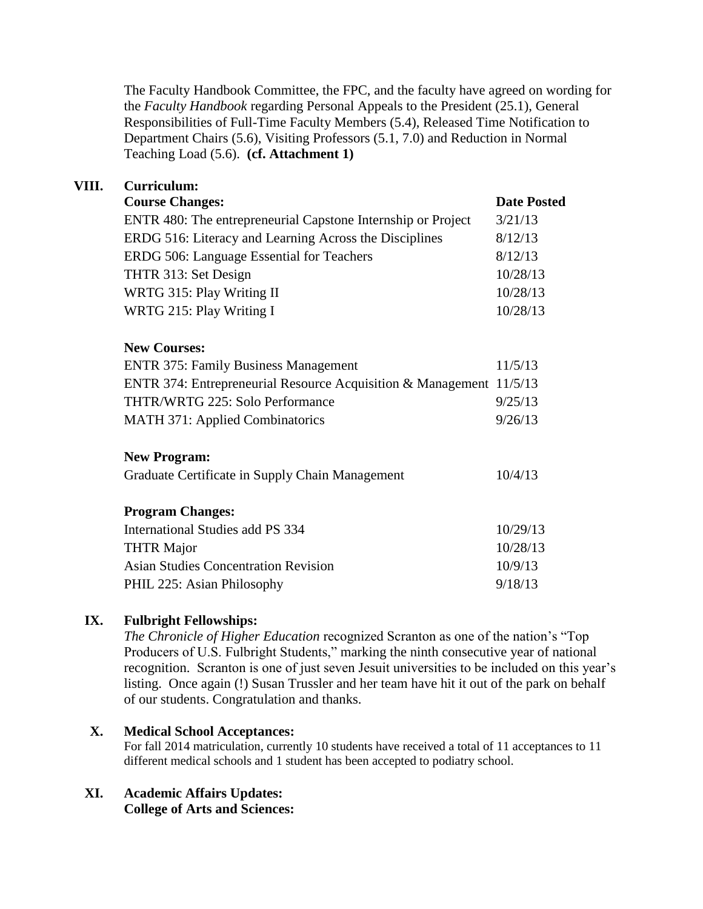The Faculty Handbook Committee, the FPC, and the faculty have agreed on wording for the *Faculty Handbook* regarding Personal Appeals to the President (25.1), General Responsibilities of Full-Time Faculty Members (5.4), Released Time Notification to Department Chairs (5.6), Visiting Professors (5.1, 7.0) and Reduction in Normal Teaching Load (5.6). **(cf. Attachment 1)**

## VIII. Curriculum:

| **Course Changes:** | **Date Posted** |
|---|---|
| ENTR 480: The entrepreneurial Capstone Internship or Project | 3/21/13 |
| ERDG 516: Literacy and Learning Across the Disciplines | 8/12/13 |
| ERDG 506: Language Essential for Teachers | 8/12/13 |
| THTR 313: Set Design | 10/28/13 |
| WRTG 315: Play Writing II | 10/28/13 |
| WRTG 215: Play Writing I | 10/28/13 |
| **New Courses:** | |
| ENTR 375: Family Business Management | 11/5/13 |
| ENTR 374: Entrepreneurial Resource Acquisition & Management | 11/5/13 |
| THTR/WRTG 225: Solo Performance | 9/25/13 |
| MATH 371: Applied Combinatorics | 9/26/13 |
| **New Program:** | |
| Graduate Certificate in Supply Chain Management | 10/4/13 |
| **Program Changes:** | |
| International Studies add PS 334 | 10/29/13 |
| THTR Major | 10/28/13 |
| Asian Studies Concentration Revision | 10/9/13 |
| PHIL 225: Asian Philosophy | 9/18/13 |

## IX. Fulbright Fellowships:

*The Chronicle of Higher Education* recognized Scranton as one of the nation's "Top Producers of U.S. Fulbright Students," marking the ninth consecutive year of national recognition. Scranton is one of just seven Jesuit universities to be included on this year's listing. Once again (!) Susan Trussler and her team have hit it out of the park on behalf of our students. Congratulation and thanks.

## X. Medical School Acceptances:

For fall 2014 matriculation, currently 10 students have received a total of 11 acceptances to 11 different medical schools and 1 student has been accepted to podiatry school.

## XI. Academic Affairs Updates:

**College of Arts and Sciences:**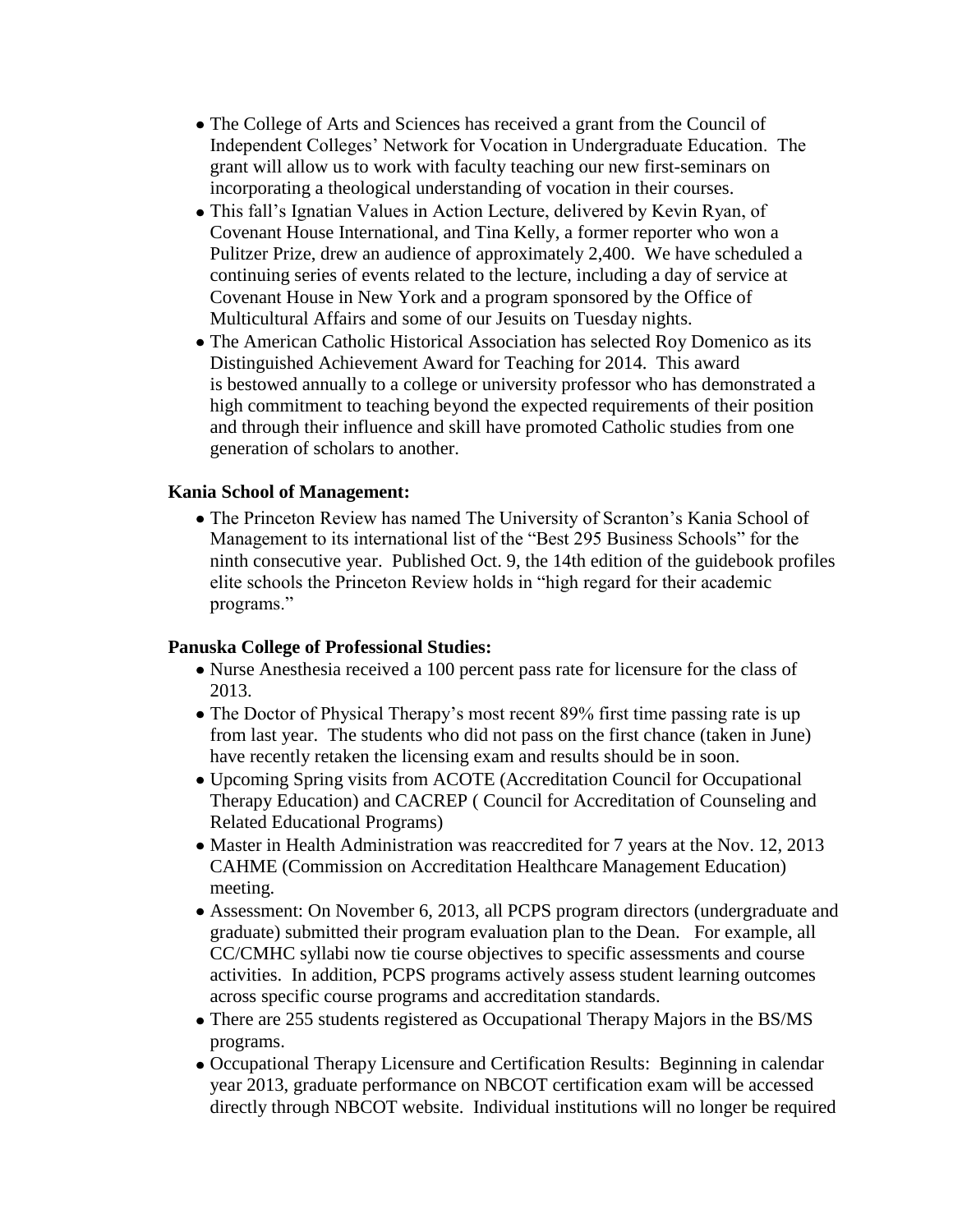- The College of Arts and Sciences has received a grant from the Council of Independent Colleges' Network for Vocation in Undergraduate Education. The grant will allow us to work with faculty teaching our new first-seminars on incorporating a theological understanding of vocation in their courses.
- This fall's Ignatian Values in Action Lecture, delivered by Kevin Ryan, of Covenant House International, and Tina Kelly, a former reporter who won a Pulitzer Prize, drew an audience of approximately 2,400. We have scheduled a continuing series of events related to the lecture, including a day of service at Covenant House in New York and a program sponsored by the Office of Multicultural Affairs and some of our Jesuits on Tuesday nights.
- The American Catholic Historical Association has selected Roy Domenico as its Distinguished Achievement Award for Teaching for 2014. This award is bestowed annually to a college or university professor who has demonstrated a high commitment to teaching beyond the expected requirements of their position and through their influence and skill have promoted Catholic studies from one generation of scholars to another.

**Kania School of Management:**

- The Princeton Review has named The University of Scranton's Kania School of Management to its international list of the "Best 295 Business Schools" for the ninth consecutive year. Published Oct. 9, the 14th edition of the guidebook profiles elite schools the Princeton Review holds in "high regard for their academic programs."

**Panuska College of Professional Studies:**

- Nurse Anesthesia received a 100 percent pass rate for licensure for the class of 2013.
- The Doctor of Physical Therapy's most recent 89% first time passing rate is up from last year. The students who did not pass on the first chance (taken in June) have recently retaken the licensing exam and results should be in soon.
- Upcoming Spring visits from ACOTE (Accreditation Council for Occupational Therapy Education) and CACREP ( Council for Accreditation of Counseling and Related Educational Programs)
- Master in Health Administration was reaccredited for 7 years at the Nov. 12, 2013 CAHME (Commission on Accreditation Healthcare Management Education) meeting.
- Assessment: On November 6, 2013, all PCPS program directors (undergraduate and graduate) submitted their program evaluation plan to the Dean. For example, all CC/CMHC syllabi now tie course objectives to specific assessments and course activities. In addition, PCPS programs actively assess student learning outcomes across specific course programs and accreditation standards.
- There are 255 students registered as Occupational Therapy Majors in the BS/MS programs.
- Occupational Therapy Licensure and Certification Results: Beginning in calendar year 2013, graduate performance on NBCOT certification exam will be accessed directly through NBCOT website. Individual institutions will no longer be required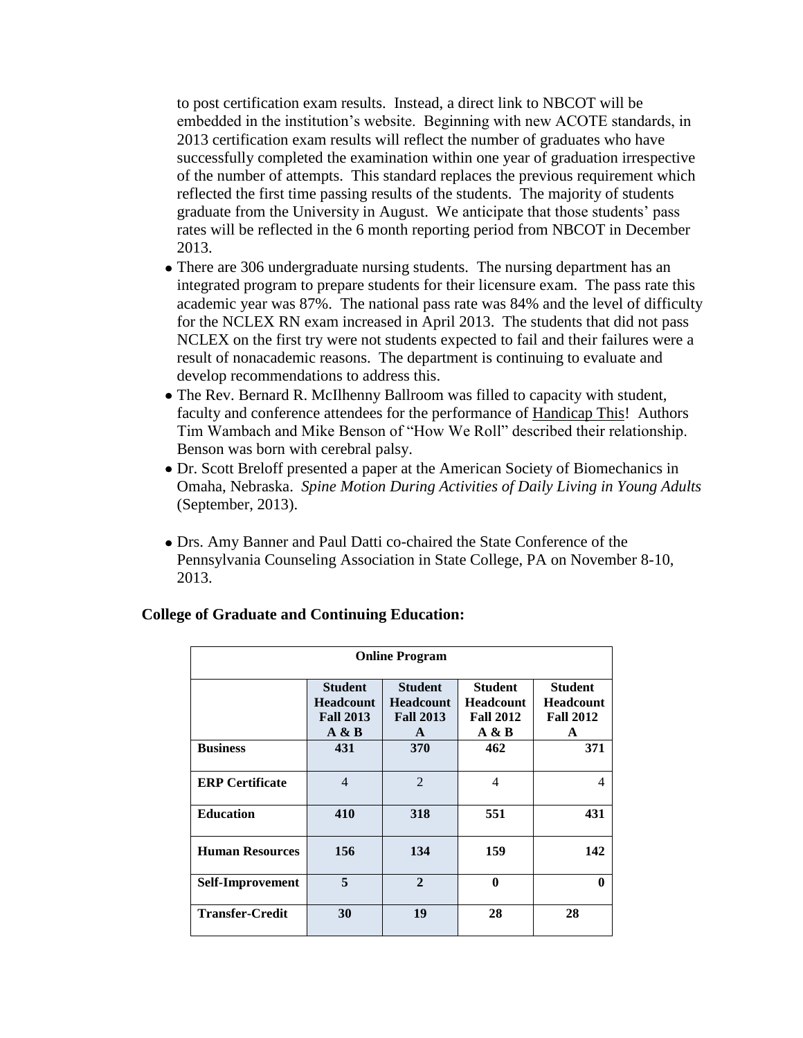to post certification exam results. Instead, a direct link to NBCOT will be embedded in the institution's website. Beginning with new ACOTE standards, in 2013 certification exam results will reflect the number of graduates who have successfully completed the examination within one year of graduation irrespective of the number of attempts. This standard replaces the previous requirement which reflected the first time passing results of the students. The majority of students graduate from the University in August. We anticipate that those students' pass rates will be reflected in the 6 month reporting period from NBCOT in December 2013.

- There are 306 undergraduate nursing students. The nursing department has an integrated program to prepare students for their licensure exam. The pass rate this academic year was 87%. The national pass rate was 84% and the level of difficulty for the NCLEX RN exam increased in April 2013. The students that did not pass NCLEX on the first try were not students expected to fail and their failures were a result of nonacademic reasons. The department is continuing to evaluate and develop recommendations to address this.
- The Rev. Bernard R. McIlhenny Ballroom was filled to capacity with student, faculty and conference attendees for the performance of Handicap This! Authors Tim Wambach and Mike Benson of "How We Roll" described their relationship. Benson was born with cerebral palsy.
- Dr. Scott Breloff presented a paper at the American Society of Biomechanics in Omaha, Nebraska. *Spine Motion During Activities of Daily Living in Young Adults* (September, 2013).
- Drs. Amy Banner and Paul Datti co-chaired the State Conference of the Pennsylvania Counseling Association in State College, PA on November 8-10, 2013.

**College of Graduate and Continuing Education:**

| Online Program | | | | |
|---|---|---|---|---|
| | **Student Headcount Fall 2013 A & B** | **Student Headcount Fall 2013 A** | **Student Headcount Fall 2012 A & B** | **Student Headcount Fall 2012 A** |
| **Business** | **431** | **370** | **462** | **371** |
| **ERP Certificate** | 4 | 2 | 4 | 4 |
| **Education** | **410** | **318** | **551** | **431** |
| **Human Resources** | **156** | **134** | **159** | **142** |
| **Self-Improvement** | **5** | **2** | **0** | **0** |
| **Transfer-Credit** | **30** | **19** | **28** | **28** |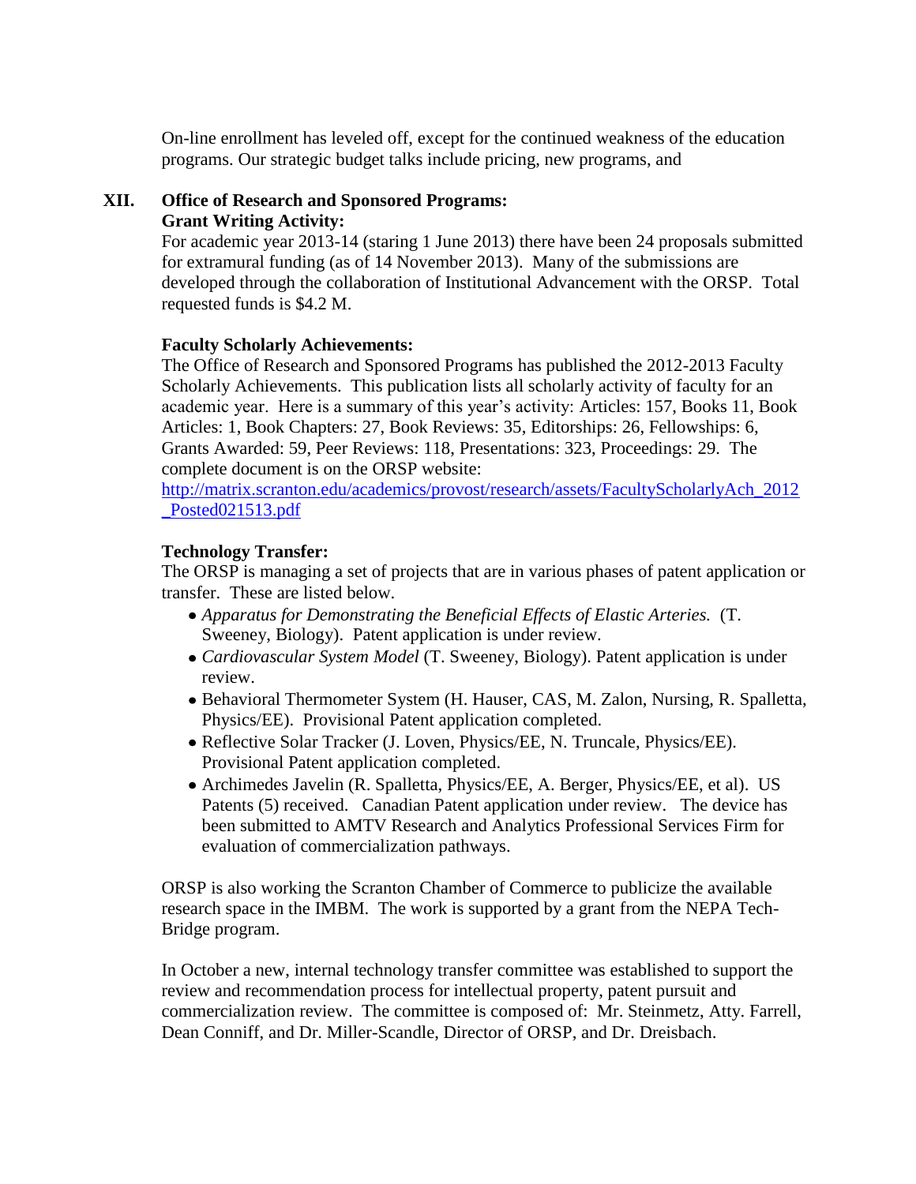On-line enrollment has leveled off, except for the continued weakness of the education programs. Our strategic budget talks include pricing, new programs, and

## XII. Office of Research and Sponsored Programs:

### Grant Writing Activity:

For academic year 2013-14 (staring 1 June 2013) there have been 24 proposals submitted for extramural funding (as of 14 November 2013). Many of the submissions are developed through the collaboration of Institutional Advancement with the ORSP. Total requested funds is $4.2 M.

### Faculty Scholarly Achievements:

The Office of Research and Sponsored Programs has published the 2012-2013 Faculty Scholarly Achievements. This publication lists all scholarly activity of faculty for an academic year. Here is a summary of this year's activity: Articles: 157, Books 11, Book Articles: 1, Book Chapters: 27, Book Reviews: 35, Editorships: 26, Fellowships: 6, Grants Awarded: 59, Peer Reviews: 118, Presentations: 323, Proceedings: 29. The complete document is on the ORSP website: [http://matrix.scranton.edu/academics/provost/research/assets/FacultyScholarlyAch_2012_Posted021513.pdf](http://matrix.scranton.edu/academics/provost/research/assets/FacultyScholarlyAch_2012_Posted021513.pdf)

### Technology Transfer:

The ORSP is managing a set of projects that are in various phases of patent application or transfer. These are listed below.

- *Apparatus for Demonstrating the Beneficial Effects of Elastic Arteries.* (T. Sweeney, Biology). Patent application is under review.
- *Cardiovascular System Model* (T. Sweeney, Biology). Patent application is under review.
- Behavioral Thermometer System (H. Hauser, CAS, M. Zalon, Nursing, R. Spalletta, Physics/EE). Provisional Patent application completed.
- Reflective Solar Tracker (J. Loven, Physics/EE, N. Truncale, Physics/EE). Provisional Patent application completed.
- Archimedes Javelin (R. Spalletta, Physics/EE, A. Berger, Physics/EE, et al). US Patents (5) received. Canadian Patent application under review. The device has been submitted to AMTV Research and Analytics Professional Services Firm for evaluation of commercialization pathways.

ORSP is also working the Scranton Chamber of Commerce to publicize the available research space in the IMBM. The work is supported by a grant from the NEPA Tech-Bridge program.

In October a new, internal technology transfer committee was established to support the review and recommendation process for intellectual property, patent pursuit and commercialization review. The committee is composed of: Mr. Steinmetz, Atty. Farrell, Dean Conniff, and Dr. Miller-Scandle, Director of ORSP, and Dr. Dreisbach.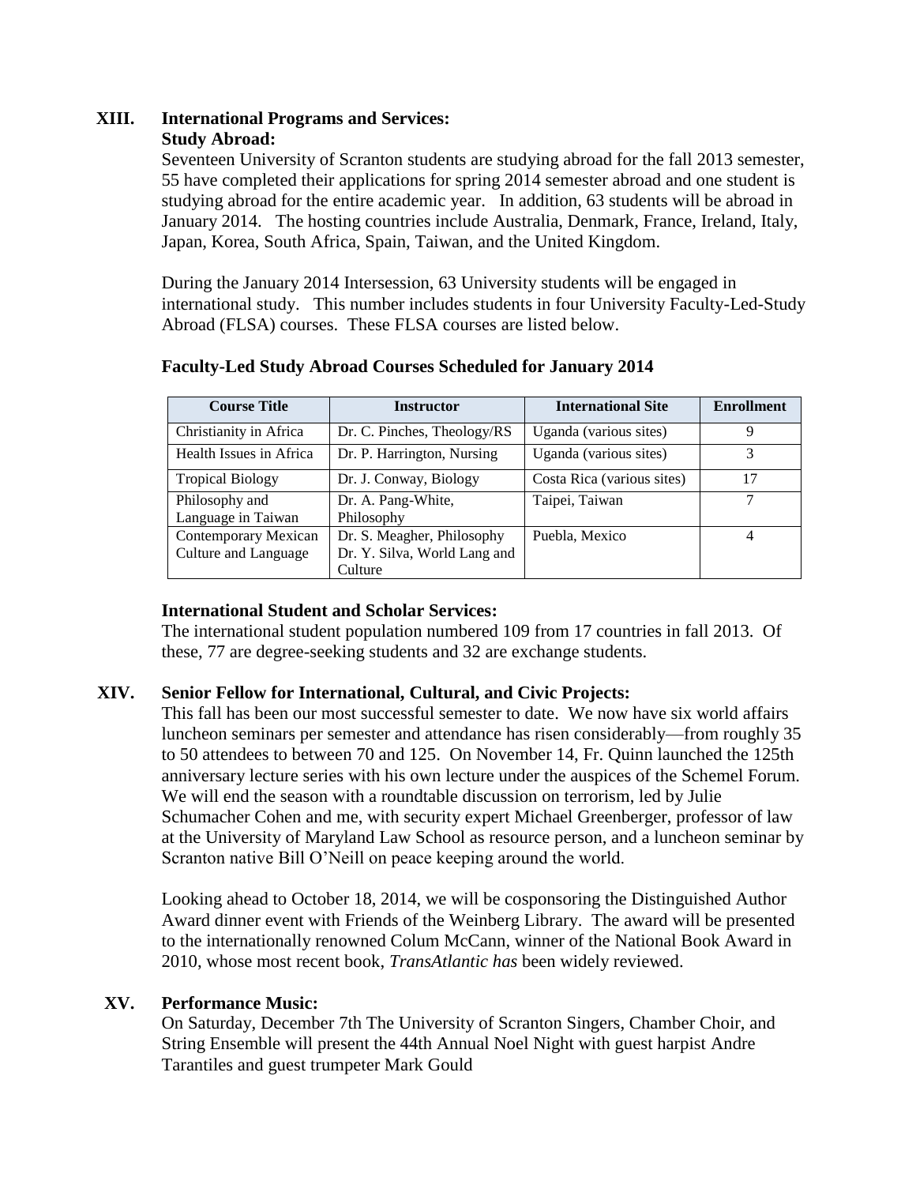## XIII. International Programs and Services:

### Study Abroad:

Seventeen University of Scranton students are studying abroad for the fall 2013 semester, 55 have completed their applications for spring 2014 semester abroad and one student is studying abroad for the entire academic year. In addition, 63 students will be abroad in January 2014. The hosting countries include Australia, Denmark, France, Ireland, Italy, Japan, Korea, South Africa, Spain, Taiwan, and the United Kingdom.

During the January 2014 Intersession, 63 University students will be engaged in international study. This number includes students in four University Faculty-Led-Study Abroad (FLSA) courses. These FLSA courses are listed below.

**Faculty-Led Study Abroad Courses Scheduled for January 2014**

| Course Title | Instructor | International Site | Enrollment |
|---|---|---|---|
| Christianity in Africa | Dr. C. Pinches, Theology/RS | Uganda (various sites) | 9 |
| Health Issues in Africa | Dr. P. Harrington, Nursing | Uganda (various sites) | 3 |
| Tropical Biology | Dr. J. Conway, Biology | Costa Rica (various sites) | 17 |
| Philosophy and Language in Taiwan | Dr. A. Pang-White, Philosophy | Taipei, Taiwan | 7 |
| Contemporary Mexican Culture and Language | Dr. S. Meagher, Philosophy Dr. Y. Silva, World Lang and Culture | Puebla, Mexico | 4 |

### International Student and Scholar Services:

The international student population numbered 109 from 17 countries in fall 2013. Of these, 77 are degree-seeking students and 32 are exchange students.

## XIV. Senior Fellow for International, Cultural, and Civic Projects:

This fall has been our most successful semester to date. We now have six world affairs luncheon seminars per semester and attendance has risen considerably—from roughly 35 to 50 attendees to between 70 and 125. On November 14, Fr. Quinn launched the 125th anniversary lecture series with his own lecture under the auspices of the Schemel Forum. We will end the season with a roundtable discussion on terrorism, led by Julie Schumacher Cohen and me, with security expert Michael Greenberger, professor of law at the University of Maryland Law School as resource person, and a luncheon seminar by Scranton native Bill O'Neill on peace keeping around the world.

Looking ahead to October 18, 2014, we will be cosponsoring the Distinguished Author Award dinner event with Friends of the Weinberg Library. The award will be presented to the internationally renowned Colum McCann, winner of the National Book Award in 2010, whose most recent book, *TransAtlantic has* been widely reviewed.

## XV. Performance Music:

On Saturday, December 7th The University of Scranton Singers, Chamber Choir, and String Ensemble will present the 44th Annual Noel Night with guest harpist Andre Tarantiles and guest trumpeter Mark Gould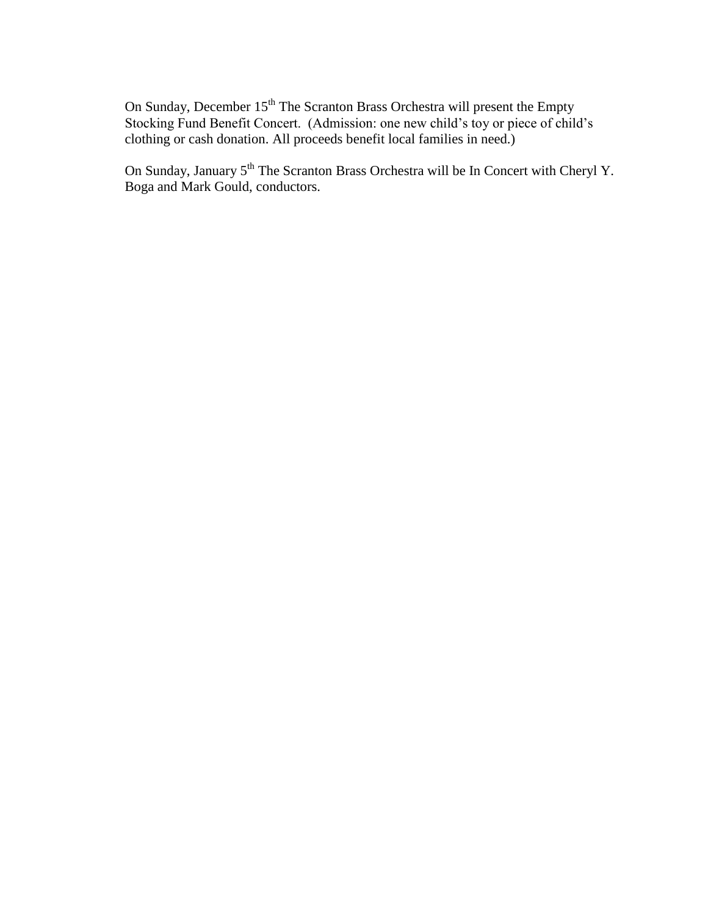On Sunday, December 15th The Scranton Brass Orchestra will present the Empty Stocking Fund Benefit Concert. (Admission: one new child's toy or piece of child's clothing or cash donation. All proceeds benefit local families in need.)

On Sunday, January 5th The Scranton Brass Orchestra will be In Concert with Cheryl Y. Boga and Mark Gould, conductors.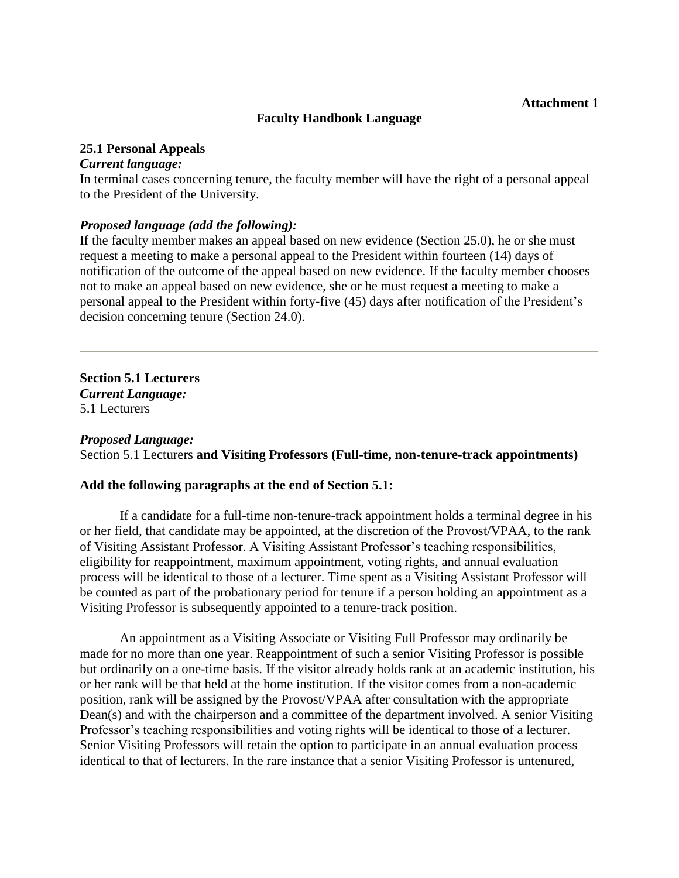**Attachment 1**

## Faculty Handbook Language

### 25.1 Personal Appeals

***Current language:***

In terminal cases concerning tenure, the faculty member will have the right of a personal appeal to the President of the University.

***Proposed language (add the following):***

If the faculty member makes an appeal based on new evidence (Section 25.0), he or she must request a meeting to make a personal appeal to the President within fourteen (14) days of notification of the outcome of the appeal based on new evidence. If the faculty member chooses not to make an appeal based on new evidence, she or he must request a meeting to make a personal appeal to the President within forty-five (45) days after notification of the President's decision concerning tenure (Section 24.0).

---

### Section 5.1 Lecturers

***Current Language:***

5.1 Lecturers

***Proposed Language:***

Section 5.1 Lecturers **and Visiting Professors (Full-time, non-tenure-track appointments)**

**Add the following paragraphs at the end of Section 5.1:**

If a candidate for a full-time non-tenure-track appointment holds a terminal degree in his or her field, that candidate may be appointed, at the discretion of the Provost/VPAA, to the rank of Visiting Assistant Professor. A Visiting Assistant Professor's teaching responsibilities, eligibility for reappointment, maximum appointment, voting rights, and annual evaluation process will be identical to those of a lecturer. Time spent as a Visiting Assistant Professor will be counted as part of the probationary period for tenure if a person holding an appointment as a Visiting Professor is subsequently appointed to a tenure-track position.

An appointment as a Visiting Associate or Visiting Full Professor may ordinarily be made for no more than one year. Reappointment of such a senior Visiting Professor is possible but ordinarily on a one-time basis. If the visitor already holds rank at an academic institution, his or her rank will be that held at the home institution. If the visitor comes from a non-academic position, rank will be assigned by the Provost/VPAA after consultation with the appropriate Dean(s) and with the chairperson and a committee of the department involved. A senior Visiting Professor's teaching responsibilities and voting rights will be identical to those of a lecturer. Senior Visiting Professors will retain the option to participate in an annual evaluation process identical to that of lecturers. In the rare instance that a senior Visiting Professor is untenured,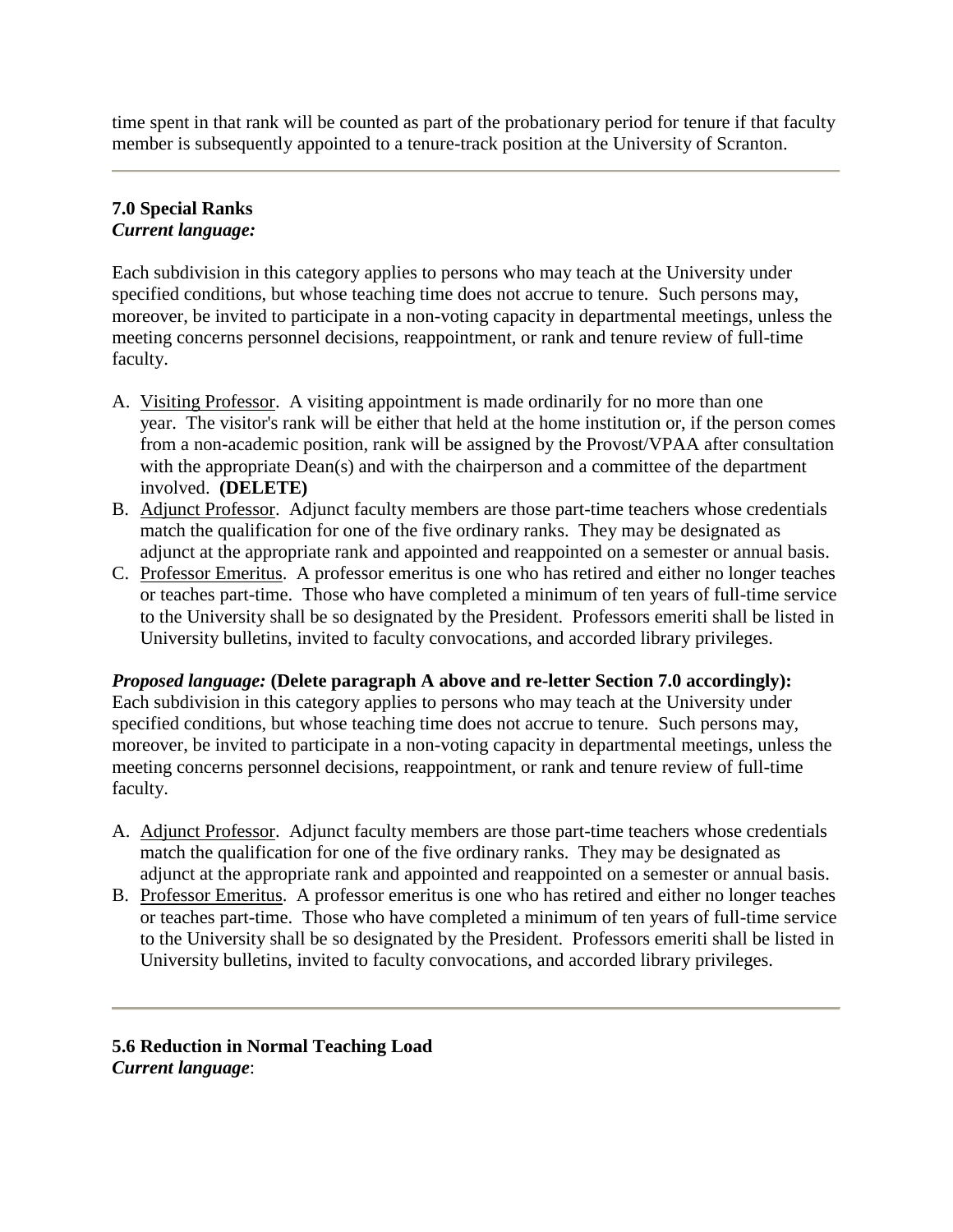time spent in that rank will be counted as part of the probationary period for tenure if that faculty member is subsequently appointed to a tenure-track position at the University of Scranton.

---

**7.0 Special Ranks**
***Current language:***

Each subdivision in this category applies to persons who may teach at the University under specified conditions, but whose teaching time does not accrue to tenure. Such persons may, moreover, be invited to participate in a non-voting capacity in departmental meetings, unless the meeting concerns personnel decisions, reappointment, or rank and tenure review of full-time faculty.

A. <u>Visiting Professor</u>. A visiting appointment is made ordinarily for no more than one year. The visitor's rank will be either that held at the home institution or, if the person comes from a non-academic position, rank will be assigned by the Provost/VPAA after consultation with the appropriate Dean(s) and with the chairperson and a committee of the department involved. **(DELETE)**
B. <u>Adjunct Professor</u>. Adjunct faculty members are those part-time teachers whose credentials match the qualification for one of the five ordinary ranks. They may be designated as adjunct at the appropriate rank and appointed and reappointed on a semester or annual basis.
C. <u>Professor Emeritus</u>. A professor emeritus is one who has retired and either no longer teaches or teaches part-time. Those who have completed a minimum of ten years of full-time service to the University shall be so designated by the President. Professors emeriti shall be listed in University bulletins, invited to faculty convocations, and accorded library privileges.

***Proposed language:*** **(Delete paragraph A above and re-letter Section 7.0 accordingly):**
Each subdivision in this category applies to persons who may teach at the University under specified conditions, but whose teaching time does not accrue to tenure. Such persons may, moreover, be invited to participate in a non-voting capacity in departmental meetings, unless the meeting concerns personnel decisions, reappointment, or rank and tenure review of full-time faculty.

A. <u>Adjunct Professor</u>. Adjunct faculty members are those part-time teachers whose credentials match the qualification for one of the five ordinary ranks. They may be designated as adjunct at the appropriate rank and appointed and reappointed on a semester or annual basis.
B. <u>Professor Emeritus</u>. A professor emeritus is one who has retired and either no longer teaches or teaches part-time. Those who have completed a minimum of ten years of full-time service to the University shall be so designated by the President. Professors emeriti shall be listed in University bulletins, invited to faculty convocations, and accorded library privileges.

---

**5.6 Reduction in Normal Teaching Load**
***Current language***: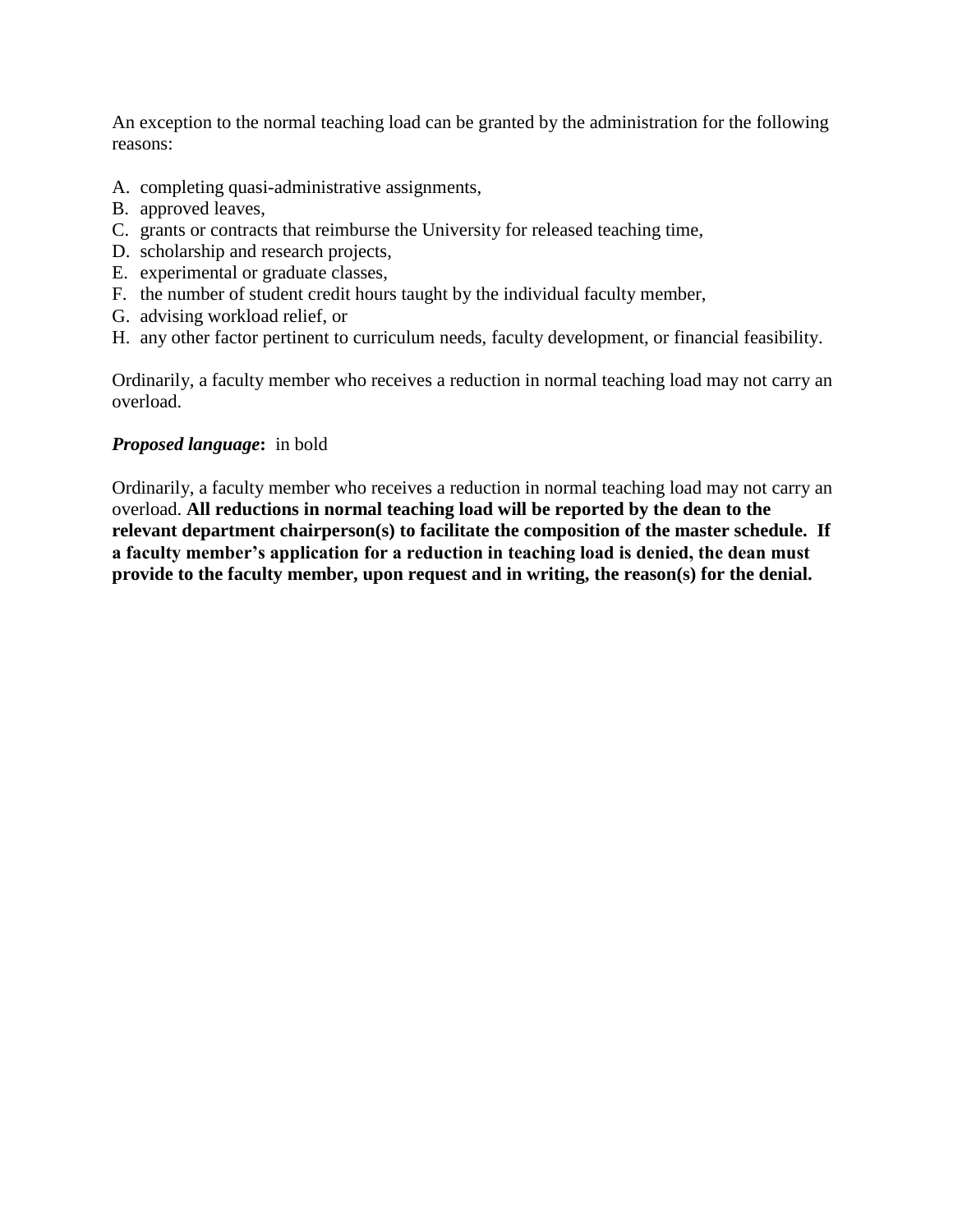An exception to the normal teaching load can be granted by the administration for the following reasons:

A. completing quasi-administrative assignments,
B. approved leaves,
C. grants or contracts that reimburse the University for released teaching time,
D. scholarship and research projects,
E. experimental or graduate classes,
F. the number of student credit hours taught by the individual faculty member,
G. advising workload relief, or
H. any other factor pertinent to curriculum needs, faculty development, or financial feasibility.

Ordinarily, a faculty member who receives a reduction in normal teaching load may not carry an overload.

***Proposed language*:** in bold

Ordinarily, a faculty member who receives a reduction in normal teaching load may not carry an overload. **All reductions in normal teaching load will be reported by the dean to the relevant department chairperson(s) to facilitate the composition of the master schedule. If a faculty member's application for a reduction in teaching load is denied, the dean must provide to the faculty member, upon request and in writing, the reason(s) for the denial.**